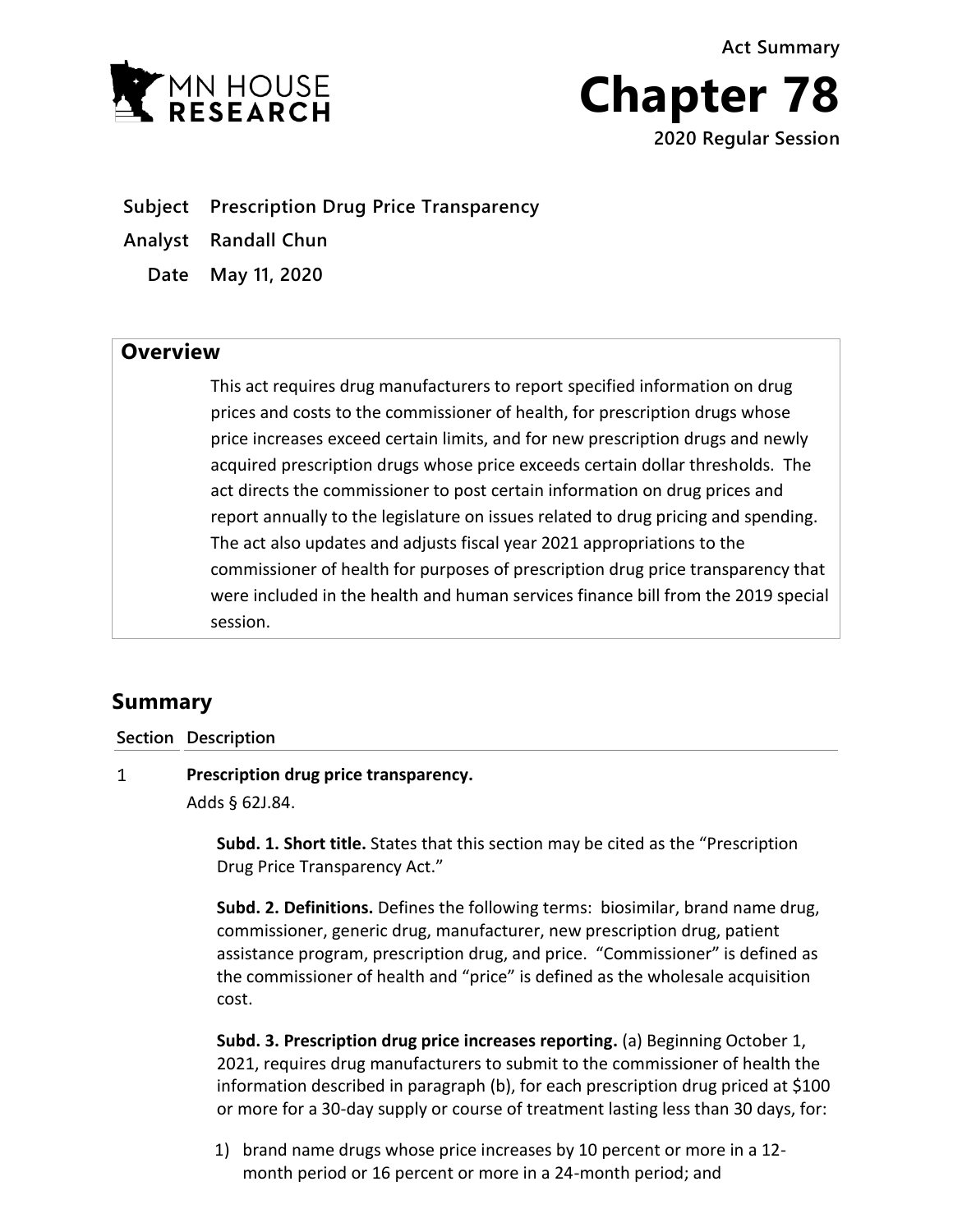MN HOUSE RESEARCH

Act Summary

# Chapter 78

2020 Regular Session

**Subject** Prescription Drug Price Transparency

**Analyst** Randall Chun

**Date** May 11, 2020

## Overview

This act requires drug manufacturers to report specified information on drug prices and costs to the commissioner of health, for prescription drugs whose price increases exceed certain limits, and for new prescription drugs and newly acquired prescription drugs whose price exceeds certain dollar thresholds. The act directs the commissioner to post certain information on drug prices and report annually to the legislature on issues related to drug pricing and spending. The act also updates and adjusts fiscal year 2021 appropriations to the commissioner of health for purposes of prescription drug price transparency that were included in the health and human services finance bill from the 2019 special session.

## Summary

**Section Description**

1 **Prescription drug price transparency.**

Adds § 62J.84.

**Subd. 1. Short title.** States that this section may be cited as the "Prescription Drug Price Transparency Act."

**Subd. 2. Definitions.** Defines the following terms: biosimilar, brand name drug, commissioner, generic drug, manufacturer, new prescription drug, patient assistance program, prescription drug, and price. "Commissioner" is defined as the commissioner of health and "price" is defined as the wholesale acquisition cost.

**Subd. 3. Prescription drug price increases reporting.** (a) Beginning October 1, 2021, requires drug manufacturers to submit to the commissioner of health the information described in paragraph (b), for each prescription drug priced at $100 or more for a 30-day supply or course of treatment lasting less than 30 days, for:

1) brand name drugs whose price increases by 10 percent or more in a 12-month period or 16 percent or more in a 24-month period; and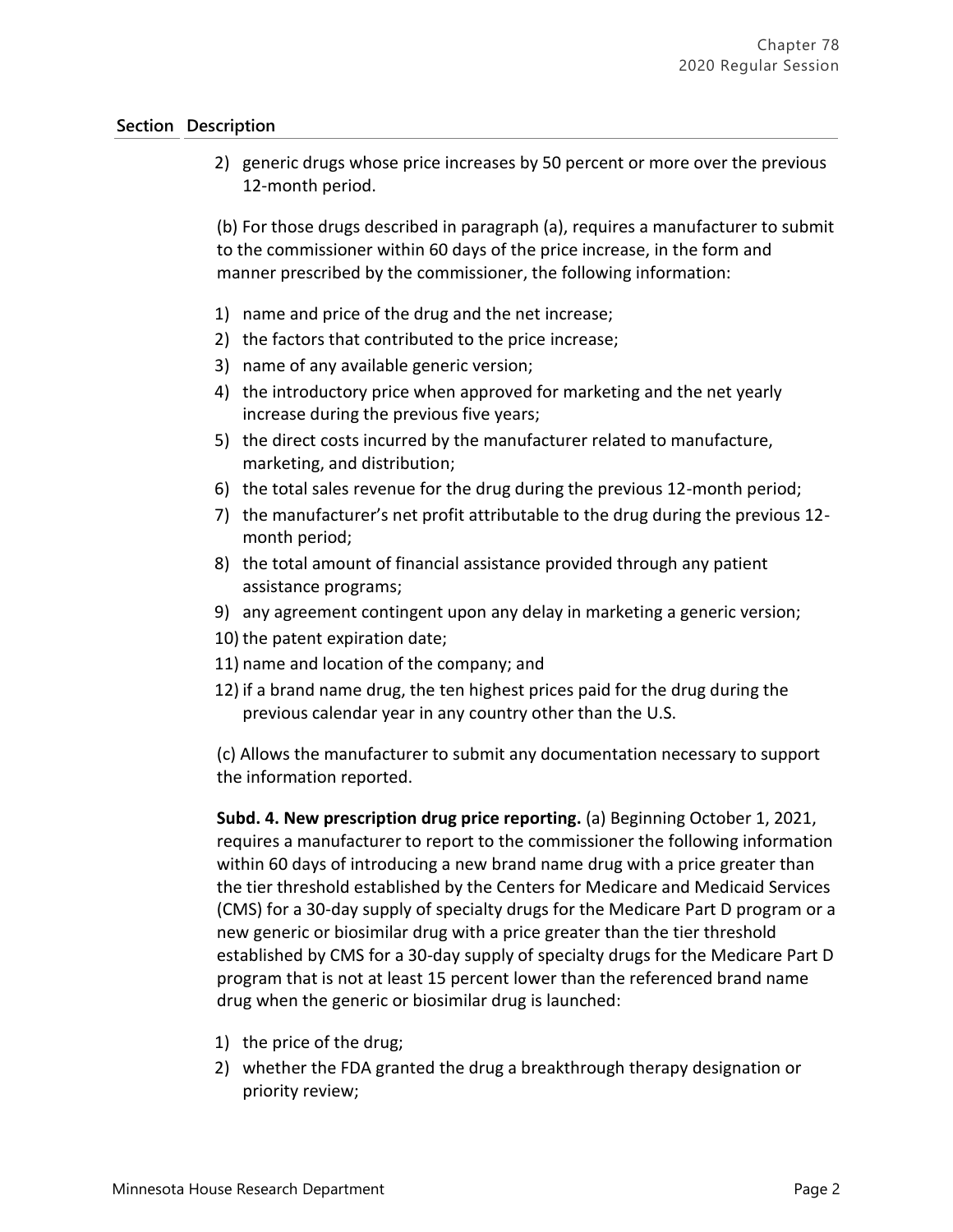| Section | Description |
|---|---|

2) generic drugs whose price increases by 50 percent or more over the previous 12-month period.

(b) For those drugs described in paragraph (a), requires a manufacturer to submit to the commissioner within 60 days of the price increase, in the form and manner prescribed by the commissioner, the following information:

1) name and price of the drug and the net increase;
2) the factors that contributed to the price increase;
3) name of any available generic version;
4) the introductory price when approved for marketing and the net yearly increase during the previous five years;
5) the direct costs incurred by the manufacturer related to manufacture, marketing, and distribution;
6) the total sales revenue for the drug during the previous 12-month period;
7) the manufacturer's net profit attributable to the drug during the previous 12-month period;
8) the total amount of financial assistance provided through any patient assistance programs;
9) any agreement contingent upon any delay in marketing a generic version;
10) the patent expiration date;
11) name and location of the company; and
12) if a brand name drug, the ten highest prices paid for the drug during the previous calendar year in any country other than the U.S.

(c) Allows the manufacturer to submit any documentation necessary to support the information reported.

**Subd. 4. New prescription drug price reporting.** (a) Beginning October 1, 2021, requires a manufacturer to report to the commissioner the following information within 60 days of introducing a new brand name drug with a price greater than the tier threshold established by the Centers for Medicare and Medicaid Services (CMS) for a 30-day supply of specialty drugs for the Medicare Part D program or a new generic or biosimilar drug with a price greater than the tier threshold established by CMS for a 30-day supply of specialty drugs for the Medicare Part D program that is not at least 15 percent lower than the referenced brand name drug when the generic or biosimilar drug is launched:

1) the price of the drug;
2) whether the FDA granted the drug a breakthrough therapy designation or priority review;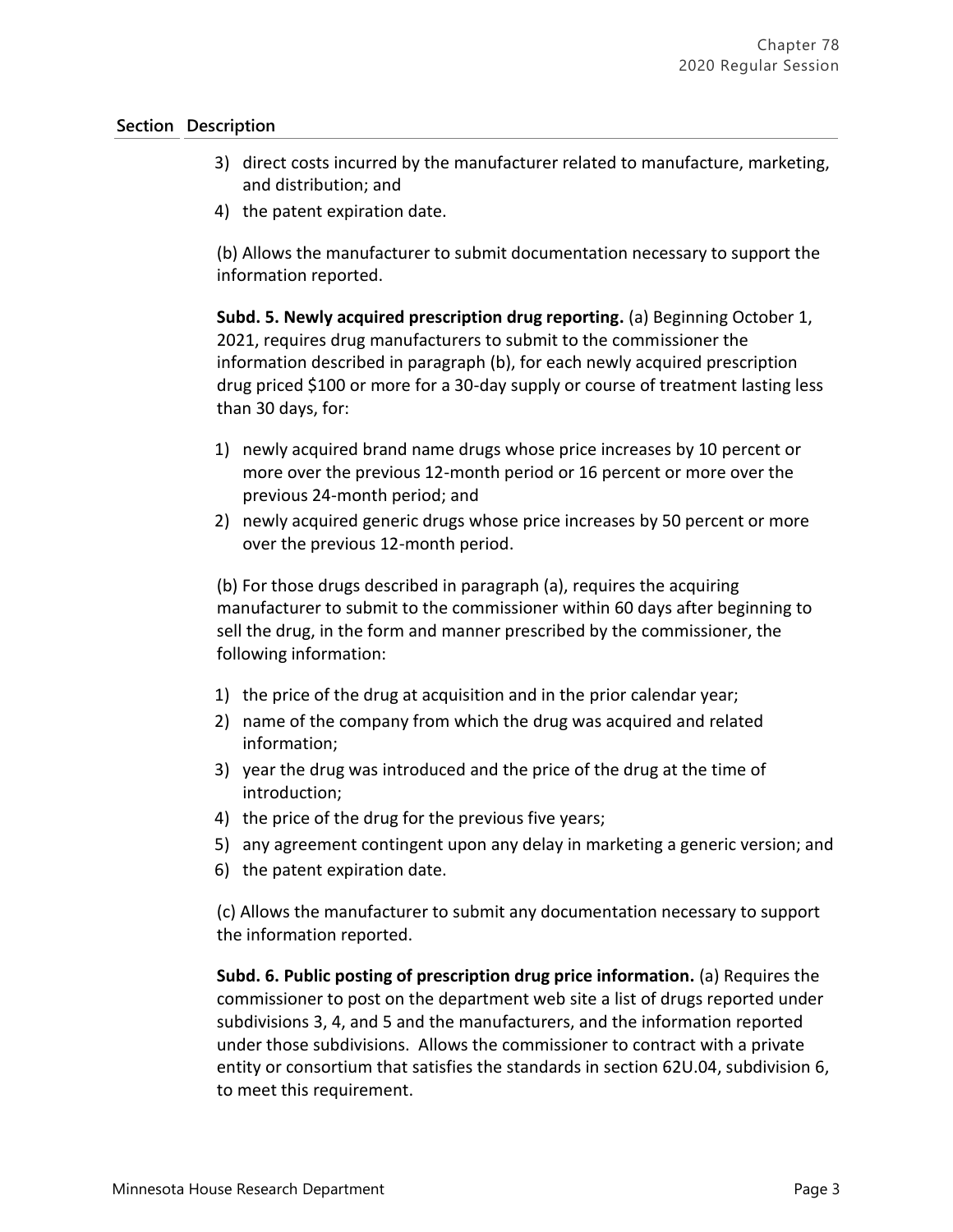| Section | Description |
|---|---|

3) direct costs incurred by the manufacturer related to manufacture, marketing, and distribution; and
4) the patent expiration date.

(b) Allows the manufacturer to submit documentation necessary to support the information reported.

**Subd. 5. Newly acquired prescription drug reporting.** (a) Beginning October 1, 2021, requires drug manufacturers to submit to the commissioner the information described in paragraph (b), for each newly acquired prescription drug priced $100 or more for a 30-day supply or course of treatment lasting less than 30 days, for:

1) newly acquired brand name drugs whose price increases by 10 percent or more over the previous 12-month period or 16 percent or more over the previous 24-month period; and
2) newly acquired generic drugs whose price increases by 50 percent or more over the previous 12-month period.

(b) For those drugs described in paragraph (a), requires the acquiring manufacturer to submit to the commissioner within 60 days after beginning to sell the drug, in the form and manner prescribed by the commissioner, the following information:

1) the price of the drug at acquisition and in the prior calendar year;
2) name of the company from which the drug was acquired and related information;
3) year the drug was introduced and the price of the drug at the time of introduction;
4) the price of the drug for the previous five years;
5) any agreement contingent upon any delay in marketing a generic version; and
6) the patent expiration date.

(c) Allows the manufacturer to submit any documentation necessary to support the information reported.

**Subd. 6. Public posting of prescription drug price information.** (a) Requires the commissioner to post on the department web site a list of drugs reported under subdivisions 3, 4, and 5 and the manufacturers, and the information reported under those subdivisions. Allows the commissioner to contract with a private entity or consortium that satisfies the standards in section 62U.04, subdivision 6, to meet this requirement.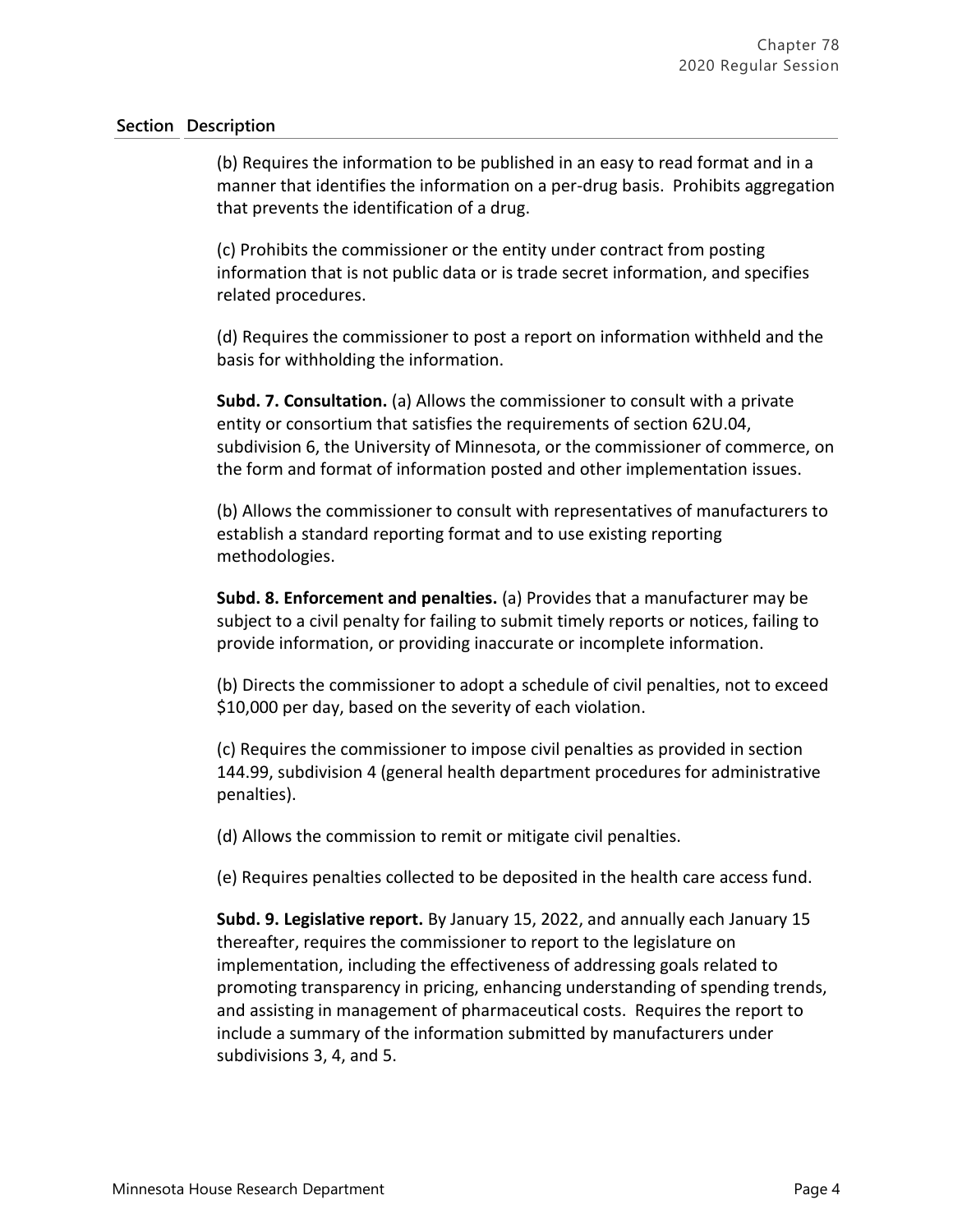| Section | Description |
|---|---|
| | (b) Requires the information to be published in an easy to read format and in a manner that identifies the information on a per-drug basis. Prohibits aggregation that prevents the identification of a drug.<br><br>(c) Prohibits the commissioner or the entity under contract from posting information that is not public data or is trade secret information, and specifies related procedures.<br><br>(d) Requires the commissioner to post a report on information withheld and the basis for withholding the information.<br><br>**Subd. 7. Consultation.** (a) Allows the commissioner to consult with a private entity or consortium that satisfies the requirements of section 62U.04, subdivision 6, the University of Minnesota, or the commissioner of commerce, on the form and format of information posted and other implementation issues.<br><br>(b) Allows the commissioner to consult with representatives of manufacturers to establish a standard reporting format and to use existing reporting methodologies.<br><br>**Subd. 8. Enforcement and penalties.** (a) Provides that a manufacturer may be subject to a civil penalty for failing to submit timely reports or notices, failing to provide information, or providing inaccurate or incomplete information.<br><br>(b) Directs the commissioner to adopt a schedule of civil penalties, not to exceed $10,000 per day, based on the severity of each violation.<br><br>(c) Requires the commissioner to impose civil penalties as provided in section 144.99, subdivision 4 (general health department procedures for administrative penalties).<br><br>(d) Allows the commission to remit or mitigate civil penalties.<br><br>(e) Requires penalties collected to be deposited in the health care access fund.<br><br>**Subd. 9. Legislative report.** By January 15, 2022, and annually each January 15 thereafter, requires the commissioner to report to the legislature on implementation, including the effectiveness of addressing goals related to promoting transparency in pricing, enhancing understanding of spending trends, and assisting in management of pharmaceutical costs. Requires the report to include a summary of the information submitted by manufacturers under subdivisions 3, 4, and 5. |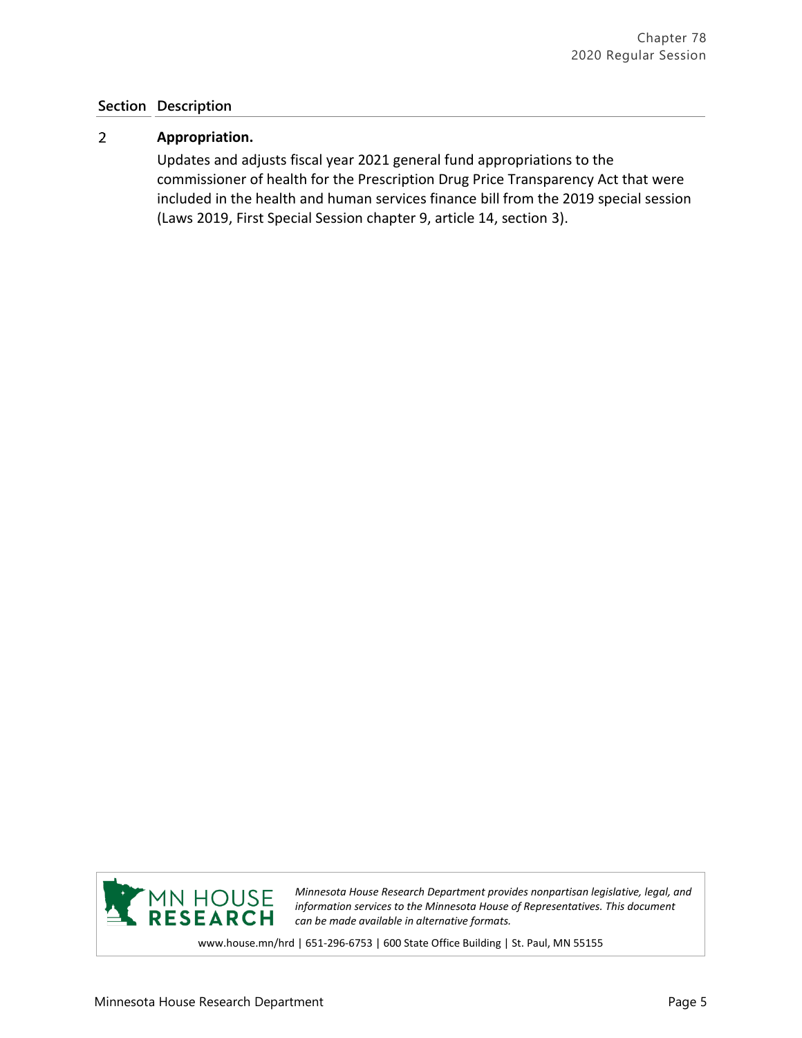| Section | Description |
|---|---|
| 2 | **Appropriation.** |
| | Updates and adjusts fiscal year 2021 general fund appropriations to the commissioner of health for the Prescription Drug Price Transparency Act that were included in the health and human services finance bill from the 2019 special session (Laws 2019, First Special Session chapter 9, article 14, section 3). |

MN HOUSE RESEARCH

*Minnesota House Research Department provides nonpartisan legislative, legal, and information services to the Minnesota House of Representatives. This document can be made available in alternative formats.*

www.house.mn/hrd | 651-296-6753 | 600 State Office Building | St. Paul, MN 55155